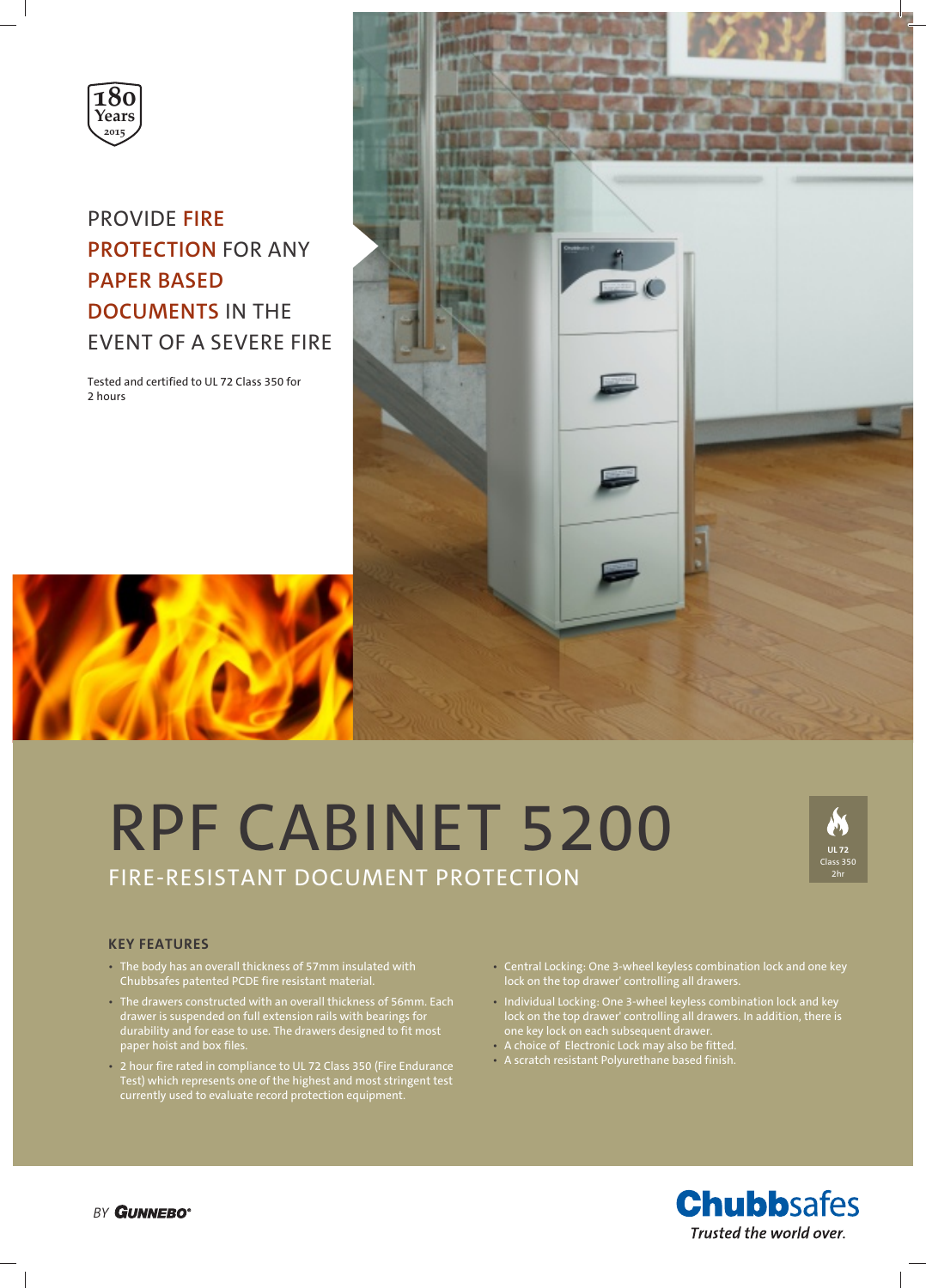180 Years 2015

# PROVIDE FIRE PROTECTION FOR ANY PAPER BASED DOCUMENTS IN THE EVENT OF A SEVERE FIRE

Tested and certified to UL 72 Class 350 for 2 hours

# RPF CABINET 5200

## FIRE-RESISTANT DOCUMENT PROTECTION

UL 72 Class 350 2hr

### KEY FEATURES

- The body has an overall thickness of 57mm insulated with Chubbsafes patented PCDE fire resistant material.
- The drawers constructed with an overall thickness of 56mm. Each drawer is suspended on full extension rails with bearings for durability and for ease to use. The drawers designed to fit most paper hoist and box files.
- 2 hour fire rated in compliance to UL 72 Class 350 (Fire Endurance Test) which represents one of the highest and most stringent test currently used to evaluate record protection equipment.
- Central Locking: One 3-wheel keyless combination lock and one key lock on the top drawer' controlling all drawers.
- Individual Locking: One 3-wheel keyless combination lock and key lock on the top drawer' controlling all drawers. In addition, there is one key lock on each subsequent drawer.
- A choice of Electronic Lock may also be fitted.
- A scratch resistant Polyurethane based finish.

BY GUNNEBO®

Chubbsafes
*Trusted the world over.*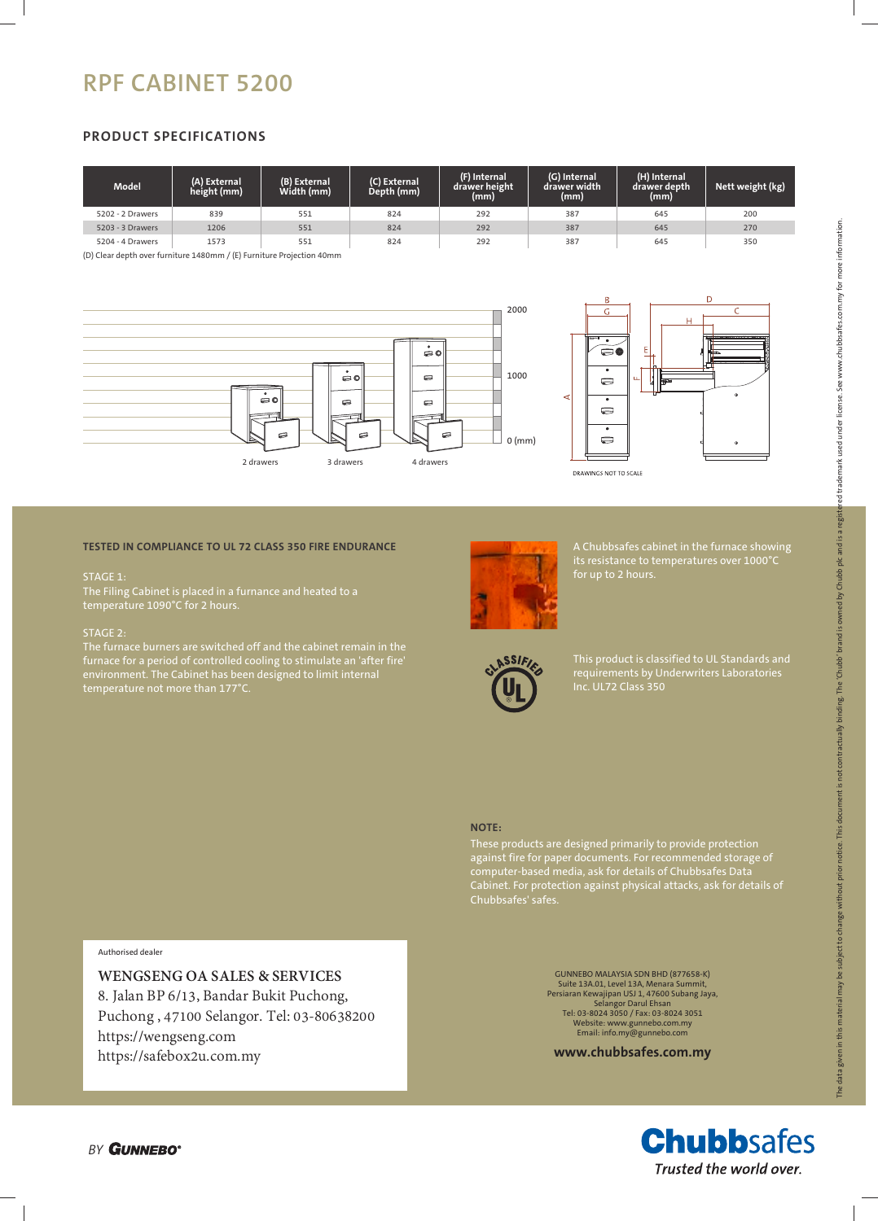# RPF CABINET 5200

## PRODUCT SPECIFICATIONS

| Model | (A) External height (mm) | (B) External Width (mm) | (C) External Depth (mm) | (F) Internal drawer height (mm) | (G) Internal drawer width (mm) | (H) Internal drawer depth (mm) | Nett weight (kg) |
|---|---|---|---|---|---|---|---|
| 5202 - 2 Drawers | 839 | 551 | 824 | 292 | 387 | 645 | 200 |
| 5203 - 3 Drawers | 1206 | 551 | 824 | 292 | 387 | 645 | 270 |
| 5204 - 4 Drawers | 1573 | 551 | 824 | 292 | 387 | 645 | 350 |

(D) Clear depth over furniture 1480mm / (E) Furniture Projection 40mm

2000

1000

0 (mm)

2 drawers

3 drawers

4 drawers

B G D C H E A F

DRAWINGS NOT TO SCALE

### TESTED IN COMPLIANCE TO UL 72 CLASS 350 FIRE ENDURANCE

STAGE 1:
The Filing Cabinet is placed in a furnace and heated to a temperature 1090°C for 2 hours.

STAGE 2:
The furnace burners are switched off and the cabinet remain in the furnace for a period of controlled cooling to stimulate an 'after fire' environment. The Cabinet has been designed to limit internal temperature not more than 177°C.

A Chubbsafes cabinet in the furnace showing its resistance to temperatures over 1000°C for up to 2 hours.

CLASSIFIED UL

This product is classified to UL Standards and requirements by Underwriters Laboratories Inc. UL72 Class 350

**NOTE:**
These products are designed primarily to provide protection against fire for paper documents. For recommended storage of computer-based media, ask for details of Chubbsafes Data Cabinet. For protection against physical attacks, ask for details of Chubbsafes' safes.

Authorised dealer

**WENGSENG OA SALES & SERVICES**
8. Jalan BP 6/13, Bandar Bukit Puchong,
Puchong , 47100 Selangor. Tel: 03-80638200
https://wengseng.com
https://safebox2u.com.my

GUNNEBO MALAYSIA SDN BHD (877658-K)
Suite 13A.01, Level 13A, Menara Summit,
Persiaran Kewajipan USJ 1, 47600 Subang Jaya,
Selangor Darul Ehsan
Tel: 03-8024 3050 / Fax: 03-8024 3051
Website: www.gunnebo.com.my
Email: info.my@gunnebo.com

**www.chubbsafes.com.my**

The data given in this material may be subject to change without prior notice. This document is not contractually binding. The 'Chubb' brand is owned by Chubb plc and is a registered trademark used under license. See www.chubbsafes.com.my for more information.

BY GUNNEBO®

Chubbsafes
Trusted the world over.